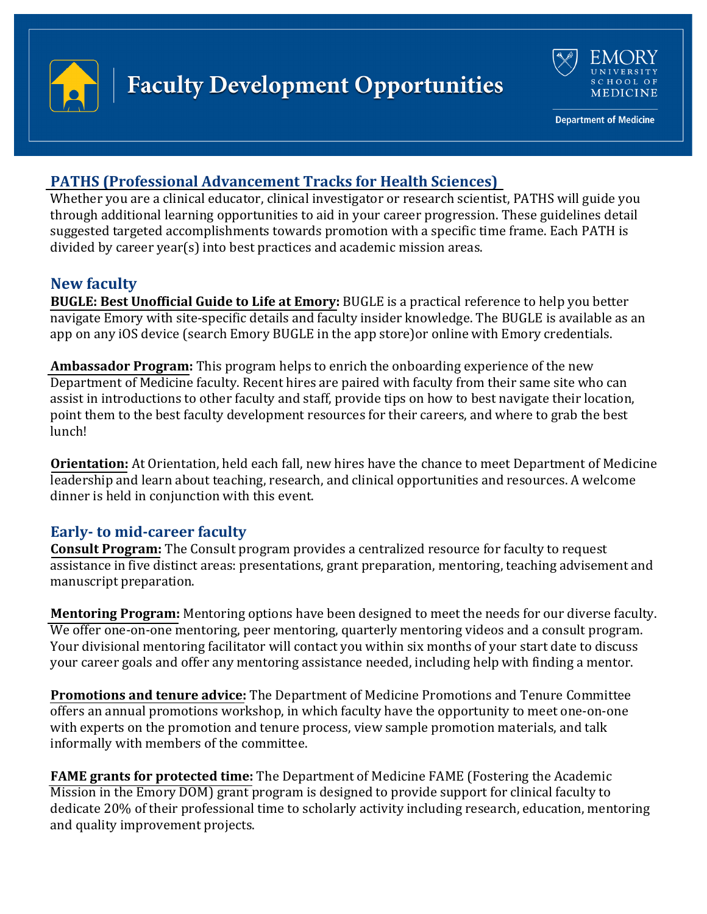# Faculty Development Opportunities

Emory University School of Medicine

Department of Medicine

## PATHS (Professional Advancement Tracks for Health Sciences)

Whether you are a clinical educator, clinical investigator or research scientist, PATHS will guide you through additional learning opportunities to aid in your career progression. These guidelines detail suggested targeted accomplishments towards promotion with a specific time frame. Each PATH is divided by career year(s) into best practices and academic mission areas.

## New faculty

**BUGLE: Best Unofficial Guide to Life at Emory:** BUGLE is a practical reference to help you better navigate Emory with site-specific details and faculty insider knowledge. The BUGLE is available as an app on any iOS device (search Emory BUGLE in the app store)or online with Emory credentials.

**Ambassador Program:** This program helps to enrich the onboarding experience of the new Department of Medicine faculty. Recent hires are paired with faculty from their same site who can assist in introductions to other faculty and staff, provide tips on how to best navigate their location, point them to the best faculty development resources for their careers, and where to grab the best lunch!

**Orientation:** At Orientation, held each fall, new hires have the chance to meet Department of Medicine leadership and learn about teaching, research, and clinical opportunities and resources. A welcome dinner is held in conjunction with this event.

## Early- to mid-career faculty

**Consult Program:** The Consult program provides a centralized resource for faculty to request assistance in five distinct areas: presentations, grant preparation, mentoring, teaching advisement and manuscript preparation.

**Mentoring Program:** Mentoring options have been designed to meet the needs for our diverse faculty. We offer one-on-one mentoring, peer mentoring, quarterly mentoring videos and a consult program. Your divisional mentoring facilitator will contact you within six months of your start date to discuss your career goals and offer any mentoring assistance needed, including help with finding a mentor.

**Promotions and tenure advice:** The Department of Medicine Promotions and Tenure Committee offers an annual promotions workshop, in which faculty have the opportunity to meet one-on-one with experts on the promotion and tenure process, view sample promotion materials, and talk informally with members of the committee.

**FAME grants for protected time:** The Department of Medicine FAME (Fostering the Academic Mission in the Emory DOM) grant program is designed to provide support for clinical faculty to dedicate 20% of their professional time to scholarly activity including research, education, mentoring and quality improvement projects.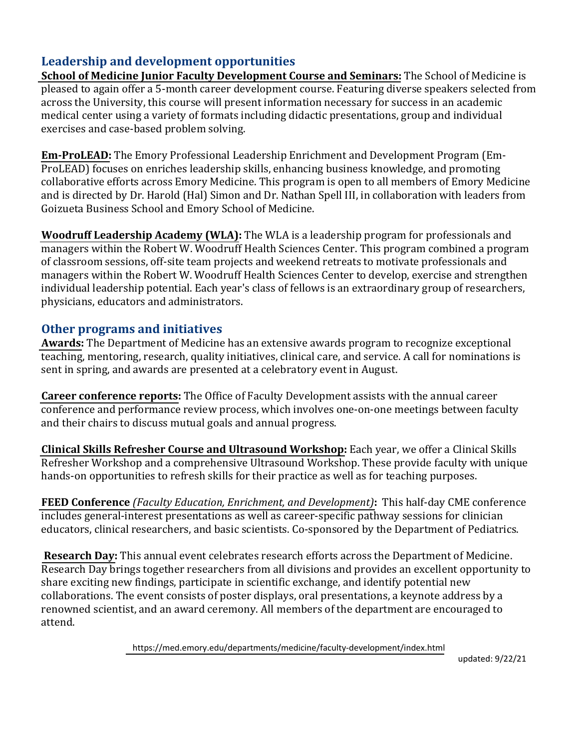## Leadership and development opportunities

**School of Medicine Junior Faculty Development Course and Seminars:** The School of Medicine is pleased to again offer a 5-month career development course. Featuring diverse speakers selected from across the University, this course will present information necessary for success in an academic medical center using a variety of formats including didactic presentations, group and individual exercises and case-based problem solving.

**Em-ProLEAD:** The Emory Professional Leadership Enrichment and Development Program (Em-ProLEAD) focuses on enriches leadership skills, enhancing business knowledge, and promoting collaborative efforts across Emory Medicine. This program is open to all members of Emory Medicine and is directed by Dr. Harold (Hal) Simon and Dr. Nathan Spell III, in collaboration with leaders from Goizueta Business School and Emory School of Medicine.

**Woodruff Leadership Academy (WLA):** The WLA is a leadership program for professionals and managers within the Robert W. Woodruff Health Sciences Center. This program combined a program of classroom sessions, off-site team projects and weekend retreats to motivate professionals and managers within the Robert W. Woodruff Health Sciences Center to develop, exercise and strengthen individual leadership potential. Each year's class of fellows is an extraordinary group of researchers, physicians, educators and administrators.

## Other programs and initiatives

**Awards:** The Department of Medicine has an extensive awards program to recognize exceptional teaching, mentoring, research, quality initiatives, clinical care, and service. A call for nominations is sent in spring, and awards are presented at a celebratory event in August.

**Career conference reports:** The Office of Faculty Development assists with the annual career conference and performance review process, which involves one-on-one meetings between faculty and their chairs to discuss mutual goals and annual progress.

**Clinical Skills Refresher Course and Ultrasound Workshop:** Each year, we offer a Clinical Skills Refresher Workshop and a comprehensive Ultrasound Workshop. These provide faculty with unique hands-on opportunities to refresh skills for their practice as well as for teaching purposes.

**FEED Conference** *(Faculty Education, Enrichment, and Development)***:** This half-day CME conference includes general-interest presentations as well as career-specific pathway sessions for clinician educators, clinical researchers, and basic scientists. Co-sponsored by the Department of Pediatrics.

**Research Day:** This annual event celebrates research efforts across the Department of Medicine. Research Day brings together researchers from all divisions and provides an excellent opportunity to share exciting new findings, participate in scientific exchange, and identify potential new collaborations. The event consists of poster displays, oral presentations, a keynote address by a renowned scientist, and an award ceremony. All members of the department are encouraged to attend.

https://med.emory.edu/departments/medicine/faculty-development/index.html

updated: 9/22/21